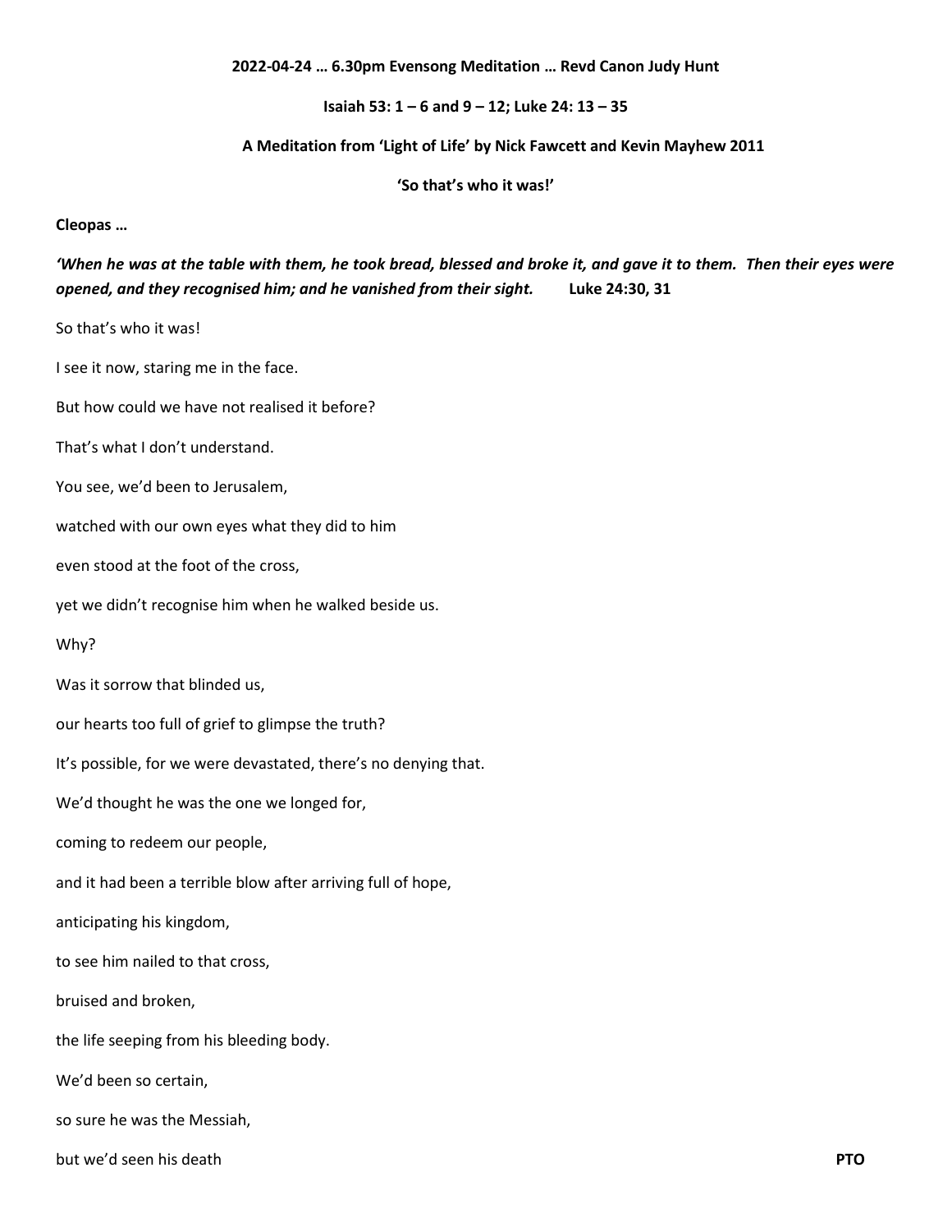**2022-04-24 … 6.30pm Evensong Meditation … Revd Canon Judy Hunt**

**Isaiah 53: 1 – 6 and 9 – 12; Luke 24: 13 – 35**

**A Meditation from 'Light of Life' by Nick Fawcett and Kevin Mayhew 2011**

**'So that's who it was!'**

**Cleopas …**

***'When he was at the table with them, he took bread, blessed and broke it, and gave it to them. Then their eyes were opened, and they recognised him; and he vanished from their sight.*** **Luke 24:30, 31**

So that's who it was!

I see it now, staring me in the face.

But how could we have not realised it before?

That's what I don't understand.

You see, we'd been to Jerusalem,

watched with our own eyes what they did to him

even stood at the foot of the cross,

yet we didn't recognise him when he walked beside us.

Why?

Was it sorrow that blinded us,

our hearts too full of grief to glimpse the truth?

It's possible, for we were devastated, there's no denying that.

We'd thought he was the one we longed for,

coming to redeem our people,

and it had been a terrible blow after arriving full of hope,

anticipating his kingdom,

to see him nailed to that cross,

bruised and broken,

the life seeping from his bleeding body.

We'd been so certain,

so sure he was the Messiah,

but we'd seen his death **PTO**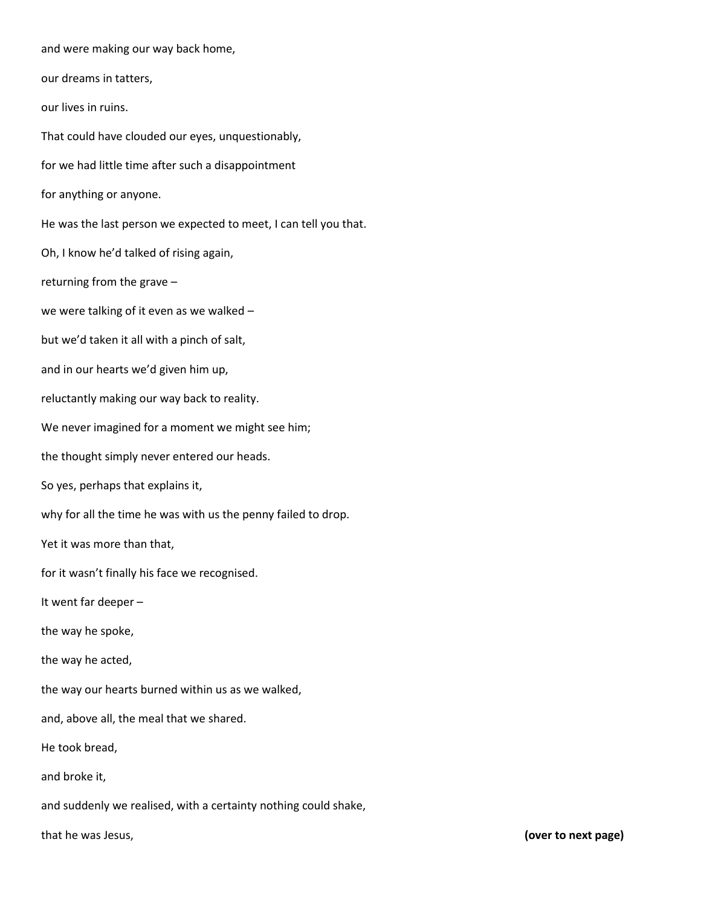and were making our way back home,

our dreams in tatters,

our lives in ruins.

That could have clouded our eyes, unquestionably,

for we had little time after such a disappointment

for anything or anyone.

He was the last person we expected to meet, I can tell you that.

Oh, I know he'd talked of rising again,

returning from the grave –

we were talking of it even as we walked –

but we'd taken it all with a pinch of salt,

and in our hearts we'd given him up,

reluctantly making our way back to reality.

We never imagined for a moment we might see him;

the thought simply never entered our heads.

So yes, perhaps that explains it,

why for all the time he was with us the penny failed to drop.

Yet it was more than that,

for it wasn't finally his face we recognised.

It went far deeper –

the way he spoke,

the way he acted,

the way our hearts burned within us as we walked,

and, above all, the meal that we shared.

He took bread,

and broke it,

and suddenly we realised, with a certainty nothing could shake,

that he was Jesus, **(over to next page)**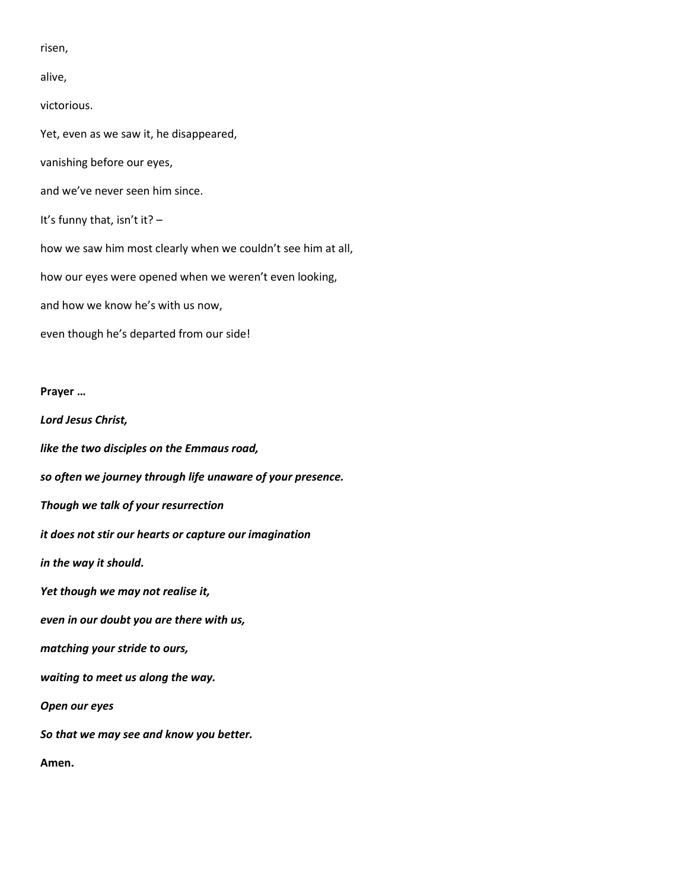risen,

alive,

victorious.

Yet, even as we saw it, he disappeared,

vanishing before our eyes,

and we've never seen him since.

It's funny that, isn't it? –

how we saw him most clearly when we couldn't see him at all,

how our eyes were opened when we weren't even looking,

and how we know he's with us now,

even though he's departed from our side!

**Prayer …**

***Lord Jesus Christ,***

***like the two disciples on the Emmaus road,***

***so often we journey through life unaware of your presence.***

***Though we talk of your resurrection***

***it does not stir our hearts or capture our imagination***

***in the way it should.***

***Yet though we may not realise it,***

***even in our doubt you are there with us,***

***matching your stride to ours,***

***waiting to meet us along the way.***

***Open our eyes***

***So that we may see and know you better.***

**Amen.**